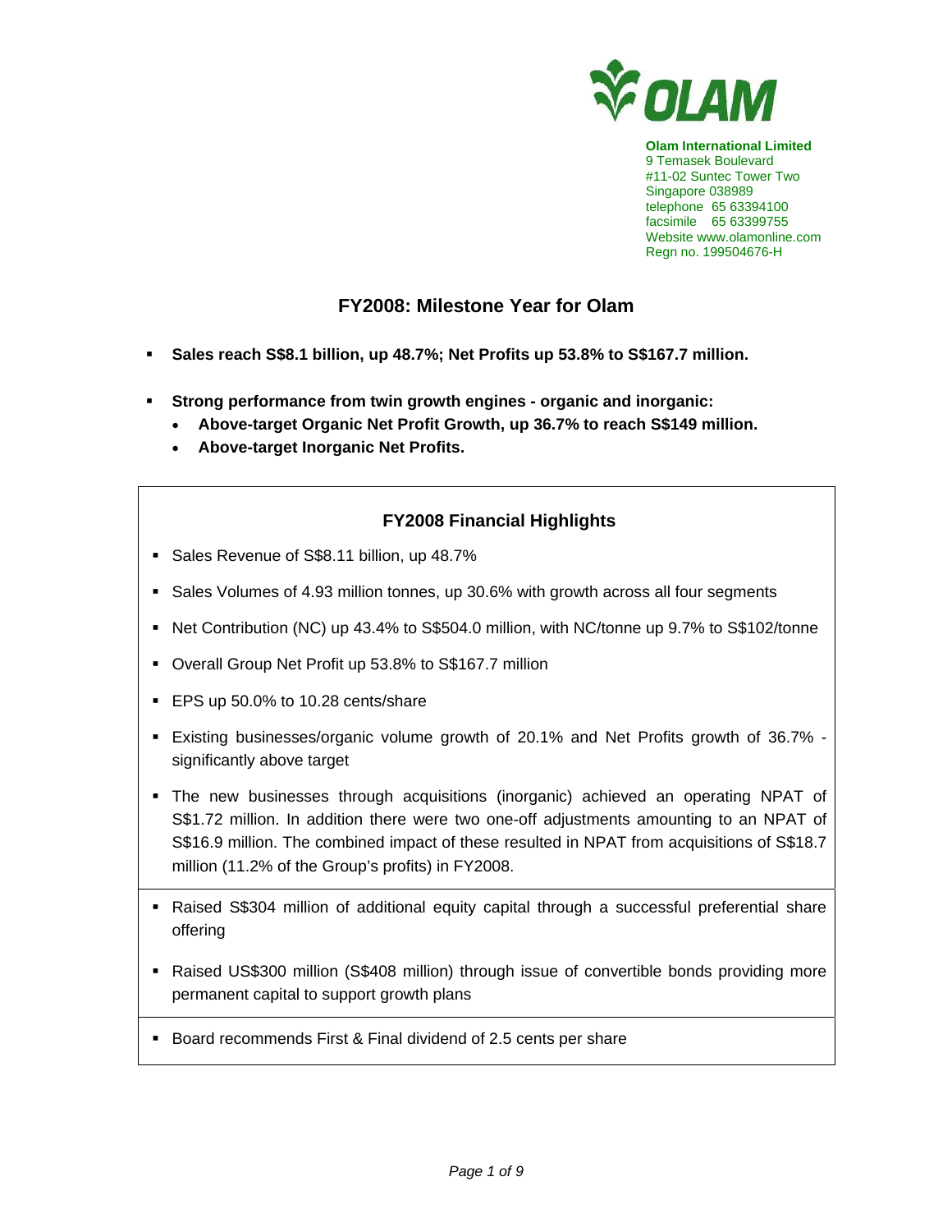**Olam International Limited**
9 Temasek Boulevard
#11-02 Suntec Tower Two
Singapore 038989
telephone 65 63394100
facsimile 65 63399755
Website www.olamonline.com
Regn no. 199504676-H

# FY2008: Milestone Year for Olam

- **Sales reach S$8.1 billion, up 48.7%; Net Profits up 53.8% to S$167.7 million.**
- **Strong performance from twin growth engines - organic and inorganic:**
  - **Above-target Organic Net Profit Growth, up 36.7% to reach S$149 million.**
  - **Above-target Inorganic Net Profits.**

## FY2008 Financial Highlights

- Sales Revenue of S$8.11 billion, up 48.7%
- Sales Volumes of 4.93 million tonnes, up 30.6% with growth across all four segments
- Net Contribution (NC) up 43.4% to S$504.0 million, with NC/tonne up 9.7% to S$102/tonne
- Overall Group Net Profit up 53.8% to S$167.7 million
- EPS up 50.0% to 10.28 cents/share
- Existing businesses/organic volume growth of 20.1% and Net Profits growth of 36.7% - significantly above target
- The new businesses through acquisitions (inorganic) achieved an operating NPAT of S$1.72 million. In addition there were two one-off adjustments amounting to an NPAT of S$16.9 million. The combined impact of these resulted in NPAT from acquisitions of S$18.7 million (11.2% of the Group's profits) in FY2008.

---

- Raised S$304 million of additional equity capital through a successful preferential share offering
- Raised US$300 million (S$408 million) through issue of convertible bonds providing more permanent capital to support growth plans

---

- Board recommends First & Final dividend of 2.5 cents per share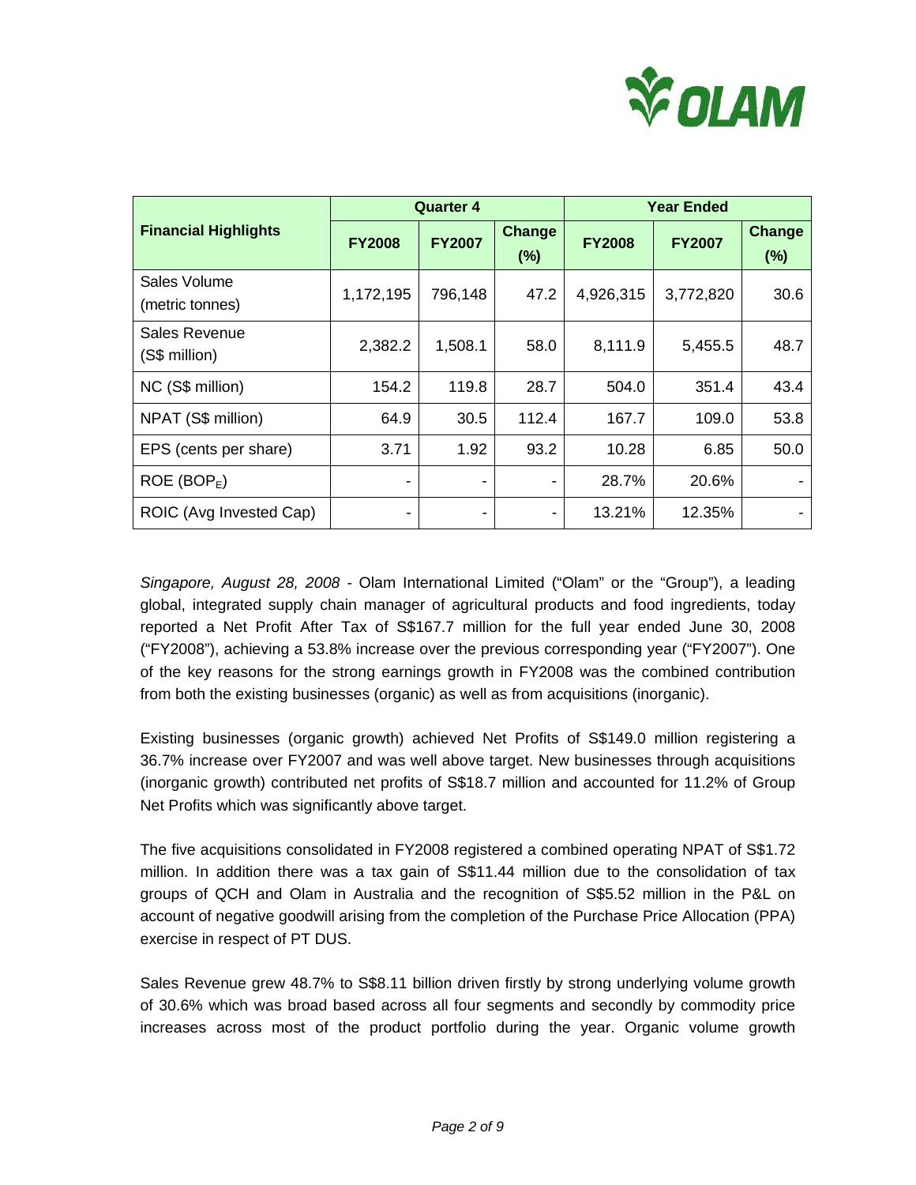| Financial Highlights | Quarter 4 | | | Year Ended | | |
|---|---|---|---|---|---|---|
| | FY2008 | FY2007 | Change (%) | FY2008 | FY2007 | Change (%) |
| Sales Volume (metric tonnes) | 1,172,195 | 796,148 | 47.2 | 4,926,315 | 3,772,820 | 30.6 |
| Sales Revenue (S$ million) | 2,382.2 | 1,508.1 | 58.0 | 8,111.9 | 5,455.5 | 48.7 |
| NC (S$ million) | 154.2 | 119.8 | 28.7 | 504.0 | 351.4 | 43.4 |
| NPAT (S$ million) | 64.9 | 30.5 | 112.4 | 167.7 | 109.0 | 53.8 |
| EPS (cents per share) | 3.71 | 1.92 | 93.2 | 10.28 | 6.85 | 50.0 |
| ROE ($BOP_E$) | - | - | - | 28.7% | 20.6% | - |
| ROIC (Avg Invested Cap) | - | - | - | 13.21% | 12.35% | - |

*Singapore, August 28, 2008* - Olam International Limited ("Olam" or the "Group"), a leading global, integrated supply chain manager of agricultural products and food ingredients, today reported a Net Profit After Tax of S$167.7 million for the full year ended June 30, 2008 ("FY2008"), achieving a 53.8% increase over the previous corresponding year ("FY2007"). One of the key reasons for the strong earnings growth in FY2008 was the combined contribution from both the existing businesses (organic) as well as from acquisitions (inorganic).

Existing businesses (organic growth) achieved Net Profits of S$149.0 million registering a 36.7% increase over FY2007 and was well above target. New businesses through acquisitions (inorganic growth) contributed net profits of S$18.7 million and accounted for 11.2% of Group Net Profits which was significantly above target.

The five acquisitions consolidated in FY2008 registered a combined operating NPAT of S$1.72 million. In addition there was a tax gain of S$11.44 million due to the consolidation of tax groups of QCH and Olam in Australia and the recognition of S$5.52 million in the P&L on account of negative goodwill arising from the completion of the Purchase Price Allocation (PPA) exercise in respect of PT DUS.

Sales Revenue grew 48.7% to S$8.11 billion driven firstly by strong underlying volume growth of 30.6% which was broad based across all four segments and secondly by commodity price increases across most of the product portfolio during the year. Organic volume growth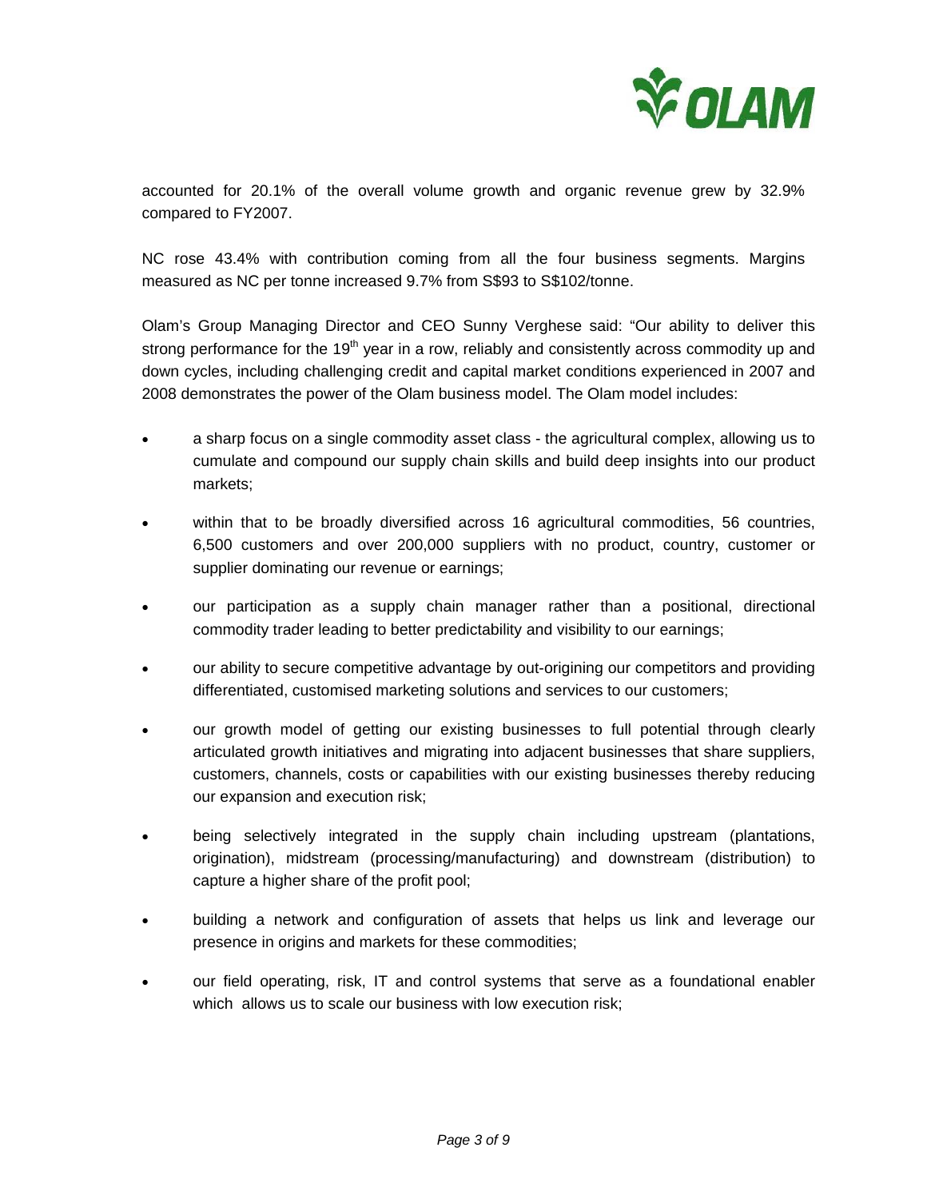accounted for 20.1% of the overall volume growth and organic revenue grew by 32.9% compared to FY2007.

NC rose 43.4% with contribution coming from all the four business segments. Margins measured as NC per tonne increased 9.7% from S$93 to S$102/tonne.

Olam's Group Managing Director and CEO Sunny Verghese said: "Our ability to deliver this strong performance for the 19th year in a row, reliably and consistently across commodity up and down cycles, including challenging credit and capital market conditions experienced in 2007 and 2008 demonstrates the power of the Olam business model. The Olam model includes:

- a sharp focus on a single commodity asset class - the agricultural complex, allowing us to cumulate and compound our supply chain skills and build deep insights into our product markets;
- within that to be broadly diversified across 16 agricultural commodities, 56 countries, 6,500 customers and over 200,000 suppliers with no product, country, customer or supplier dominating our revenue or earnings;
- our participation as a supply chain manager rather than a positional, directional commodity trader leading to better predictability and visibility to our earnings;
- our ability to secure competitive advantage by out-origining our competitors and providing differentiated, customised marketing solutions and services to our customers;
- our growth model of getting our existing businesses to full potential through clearly articulated growth initiatives and migrating into adjacent businesses that share suppliers, customers, channels, costs or capabilities with our existing businesses thereby reducing our expansion and execution risk;
- being selectively integrated in the supply chain including upstream (plantations, origination), midstream (processing/manufacturing) and downstream (distribution) to capture a higher share of the profit pool;
- building a network and configuration of assets that helps us link and leverage our presence in origins and markets for these commodities;
- our field operating, risk, IT and control systems that serve as a foundational enabler which allows us to scale our business with low execution risk;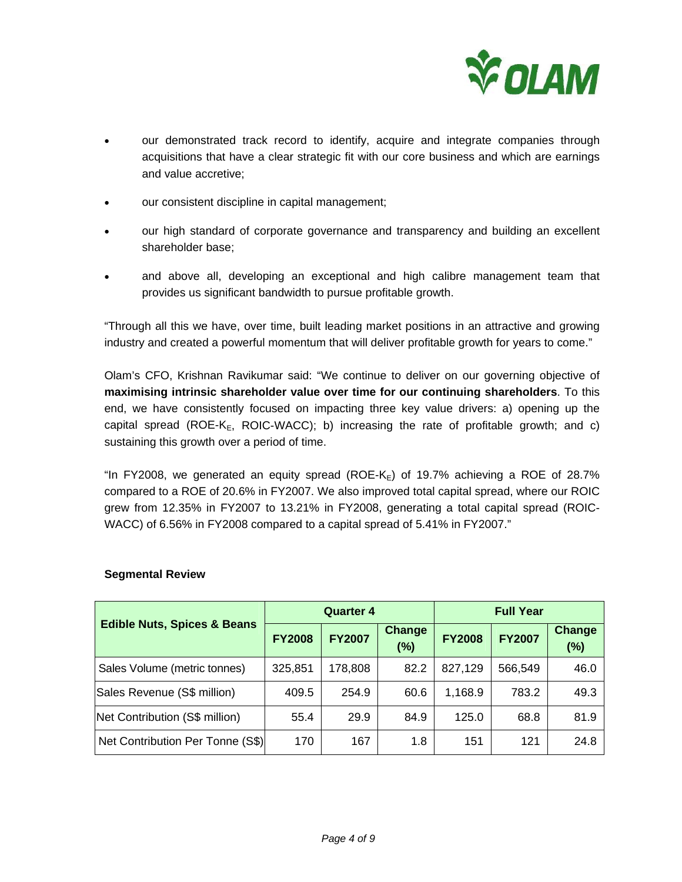- our demonstrated track record to identify, acquire and integrate companies through acquisitions that have a clear strategic fit with our core business and which are earnings and value accretive;
- our consistent discipline in capital management;
- our high standard of corporate governance and transparency and building an excellent shareholder base;
- and above all, developing an exceptional and high calibre management team that provides us significant bandwidth to pursue profitable growth.

"Through all this we have, over time, built leading market positions in an attractive and growing industry and created a powerful momentum that will deliver profitable growth for years to come."

Olam's CFO, Krishnan Ravikumar said: "We continue to deliver on our governing objective of **maximising intrinsic shareholder value over time for our continuing shareholders**. To this end, we have consistently focused on impacting three key value drivers: a) opening up the capital spread (ROE-$K_E$, ROIC-WACC); b) increasing the rate of profitable growth; and c) sustaining this growth over a period of time.

"In FY2008, we generated an equity spread (ROE-$K_E$) of 19.7% achieving a ROE of 28.7% compared to a ROE of 20.6% in FY2007. We also improved total capital spread, where our ROIC grew from 12.35% in FY2007 to 13.21% in FY2008, generating a total capital spread (ROIC-WACC) of 6.56% in FY2008 compared to a capital spread of 5.41% in FY2007."

**Segmental Review**

| Edible Nuts, Spices & Beans | Quarter 4 | | | Full Year | | |
|---|---|---|---|---|---|---|
| | FY2008 | FY2007 | Change (%) | FY2008 | FY2007 | Change (%) |
| Sales Volume (metric tonnes) | 325,851 | 178,808 | 82.2 | 827,129 | 566,549 | 46.0 |
| Sales Revenue (S$ million) | 409.5 | 254.9 | 60.6 | 1,168.9 | 783.2 | 49.3 |
| Net Contribution (S$ million) | 55.4 | 29.9 | 84.9 | 125.0 | 68.8 | 81.9 |
| Net Contribution Per Tonne (S$) | 170 | 167 | 1.8 | 151 | 121 | 24.8 |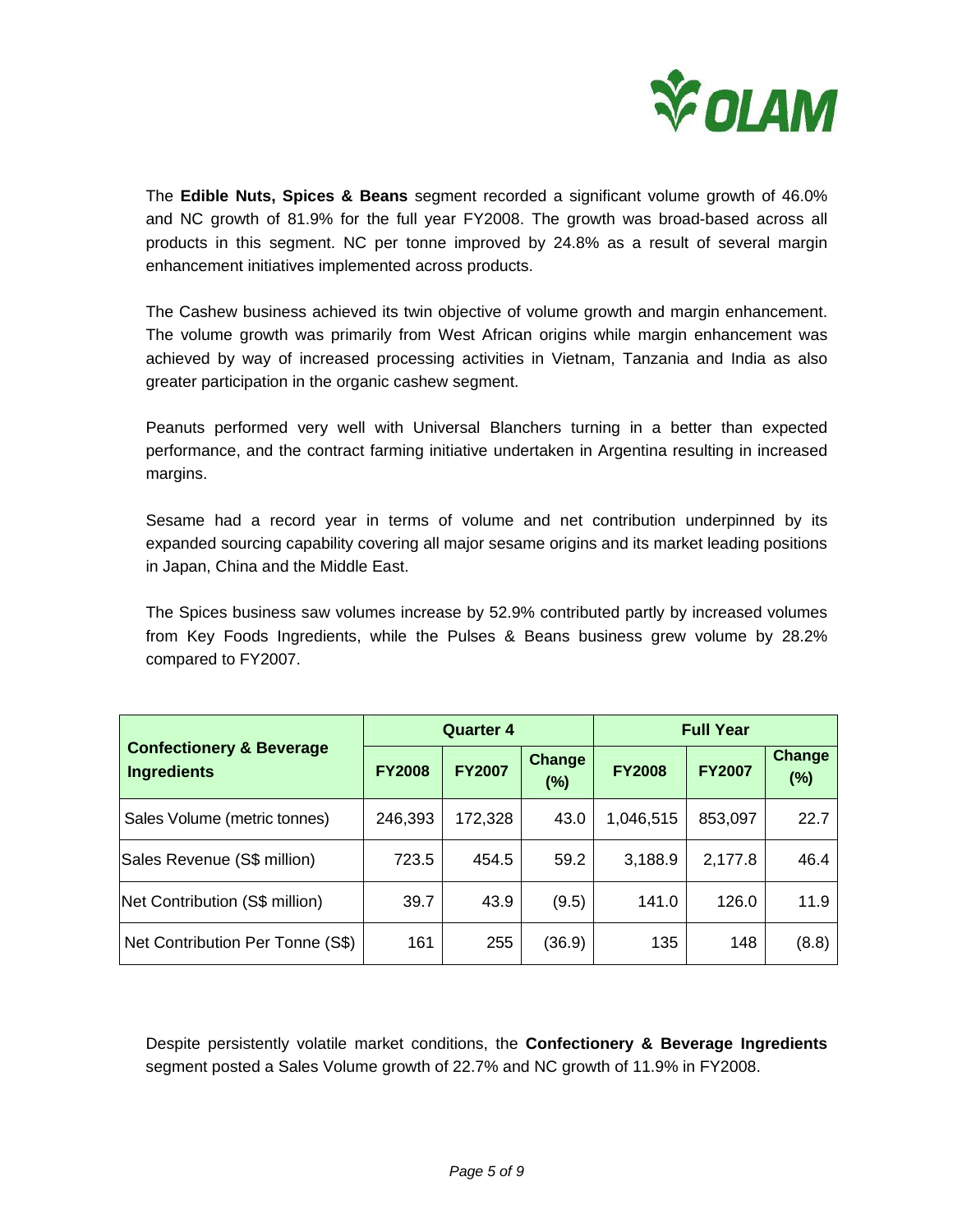The **Edible Nuts, Spices & Beans** segment recorded a significant volume growth of 46.0% and NC growth of 81.9% for the full year FY2008. The growth was broad-based across all products in this segment. NC per tonne improved by 24.8% as a result of several margin enhancement initiatives implemented across products.

The Cashew business achieved its twin objective of volume growth and margin enhancement. The volume growth was primarily from West African origins while margin enhancement was achieved by way of increased processing activities in Vietnam, Tanzania and India as also greater participation in the organic cashew segment.

Peanuts performed very well with Universal Blanchers turning in a better than expected performance, and the contract farming initiative undertaken in Argentina resulting in increased margins.

Sesame had a record year in terms of volume and net contribution underpinned by its expanded sourcing capability covering all major sesame origins and its market leading positions in Japan, China and the Middle East.

The Spices business saw volumes increase by 52.9% contributed partly by increased volumes from Key Foods Ingredients, while the Pulses & Beans business grew volume by 28.2% compared to FY2007.

| Confectionery & Beverage Ingredients | Quarter 4 | | | Full Year | | |
|---|---|---|---|---|---|---|
| | **FY2008** | **FY2007** | **Change (%)** | **FY2008** | **FY2007** | **Change (%)** |
| Sales Volume (metric tonnes) | 246,393 | 172,328 | 43.0 | 1,046,515 | 853,097 | 22.7 |
| Sales Revenue (S$ million) | 723.5 | 454.5 | 59.2 | 3,188.9 | 2,177.8 | 46.4 |
| Net Contribution (S$ million) | 39.7 | 43.9 | (9.5) | 141.0 | 126.0 | 11.9 |
| Net Contribution Per Tonne (S$) | 161 | 255 | (36.9) | 135 | 148 | (8.8) |

Despite persistently volatile market conditions, the **Confectionery & Beverage Ingredients** segment posted a Sales Volume growth of 22.7% and NC growth of 11.9% in FY2008.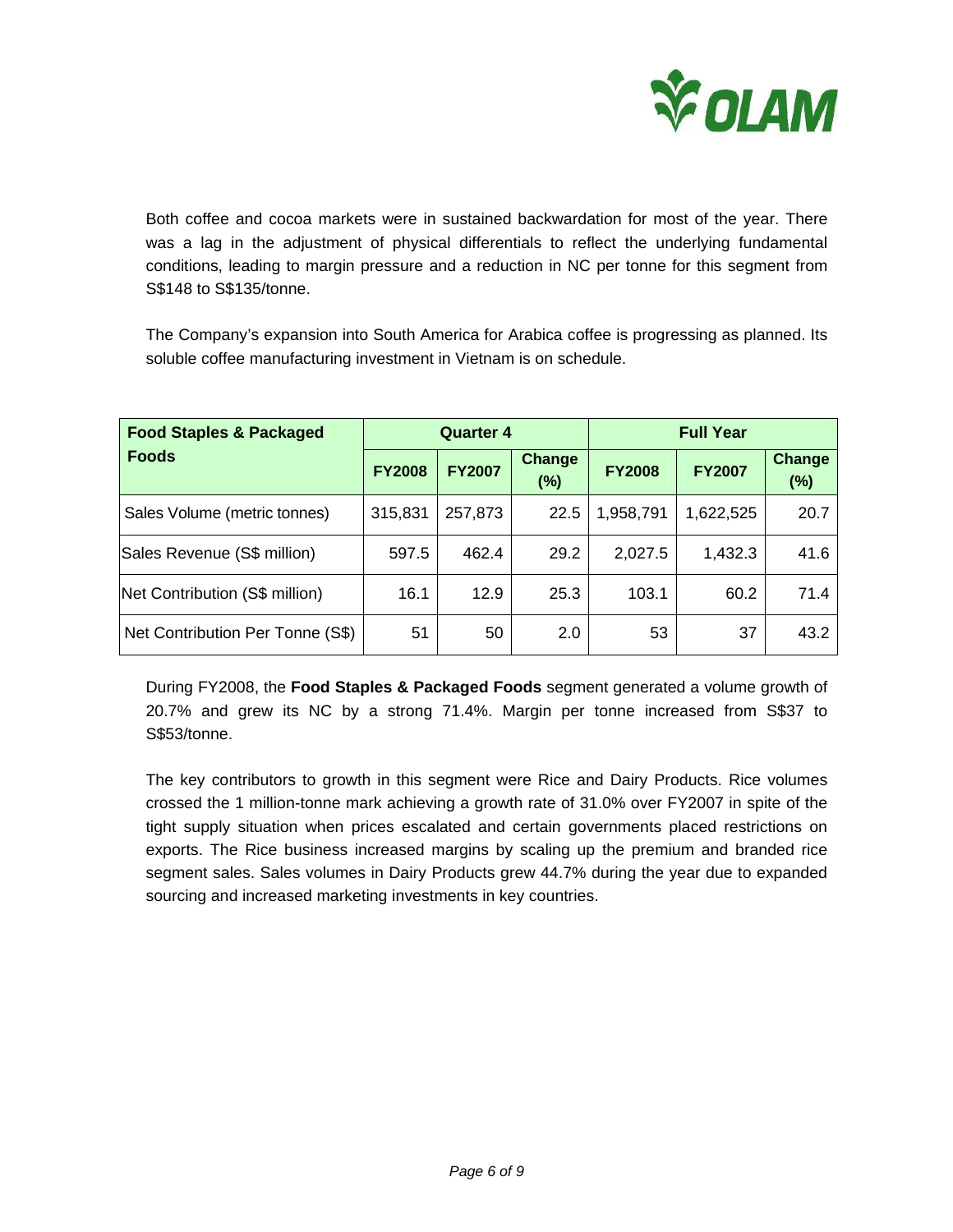Both coffee and cocoa markets were in sustained backwardation for most of the year. There was a lag in the adjustment of physical differentials to reflect the underlying fundamental conditions, leading to margin pressure and a reduction in NC per tonne for this segment from S$148 to S$135/tonne.

The Company's expansion into South America for Arabica coffee is progressing as planned. Its soluble coffee manufacturing investment in Vietnam is on schedule.

| Food Staples & Packaged Foods | Quarter 4 | | | Full Year | | |
|---|---|---|---|---|---|---|
| | FY2008 | FY2007 | Change (%) | FY2008 | FY2007 | Change (%) |
| Sales Volume (metric tonnes) | 315,831 | 257,873 | 22.5 | 1,958,791 | 1,622,525 | 20.7 |
| Sales Revenue (S$ million) | 597.5 | 462.4 | 29.2 | 2,027.5 | 1,432.3 | 41.6 |
| Net Contribution (S$ million) | 16.1 | 12.9 | 25.3 | 103.1 | 60.2 | 71.4 |
| Net Contribution Per Tonne (S$) | 51 | 50 | 2.0 | 53 | 37 | 43.2 |

During FY2008, the **Food Staples & Packaged Foods** segment generated a volume growth of 20.7% and grew its NC by a strong 71.4%. Margin per tonne increased from S$37 to S$53/tonne.

The key contributors to growth in this segment were Rice and Dairy Products. Rice volumes crossed the 1 million-tonne mark achieving a growth rate of 31.0% over FY2007 in spite of the tight supply situation when prices escalated and certain governments placed restrictions on exports. The Rice business increased margins by scaling up the premium and branded rice segment sales. Sales volumes in Dairy Products grew 44.7% during the year due to expanded sourcing and increased marketing investments in key countries.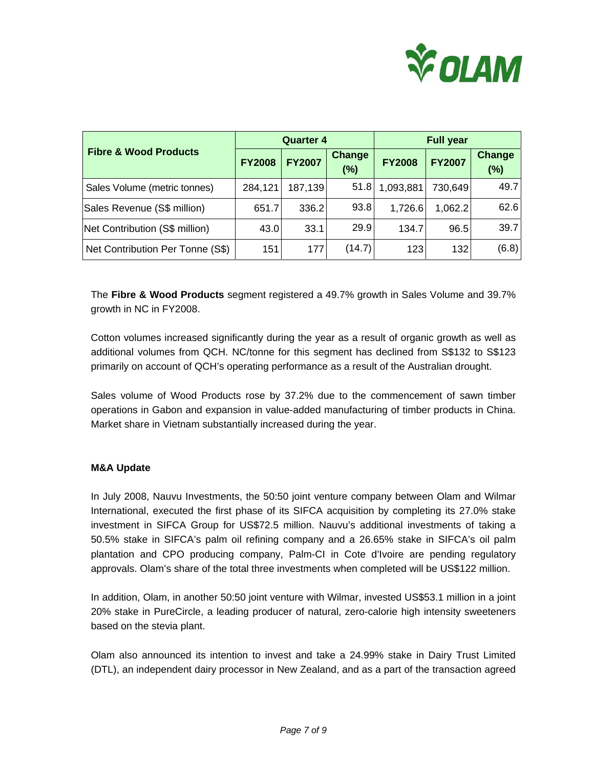| Fibre & Wood Products | Quarter 4 | | | Full year | | |
|---|---|---|---|---|---|---|
| | FY2008 | FY2007 | Change (%) | FY2008 | FY2007 | Change (%) |
| Sales Volume (metric tonnes) | 284,121 | 187,139 | 51.8 | 1,093,881 | 730,649 | 49.7 |
| Sales Revenue (S$ million) | 651.7 | 336.2 | 93.8 | 1,726.6 | 1,062.2 | 62.6 |
| Net Contribution (S$ million) | 43.0 | 33.1 | 29.9 | 134.7 | 96.5 | 39.7 |
| Net Contribution Per Tonne (S$) | 151 | 177 | (14.7) | 123 | 132 | (6.8) |

The **Fibre & Wood Products** segment registered a 49.7% growth in Sales Volume and 39.7% growth in NC in FY2008.

Cotton volumes increased significantly during the year as a result of organic growth as well as additional volumes from QCH. NC/tonne for this segment has declined from S$132 to S$123 primarily on account of QCH's operating performance as a result of the Australian drought.

Sales volume of Wood Products rose by 37.2% due to the commencement of sawn timber operations in Gabon and expansion in value-added manufacturing of timber products in China. Market share in Vietnam substantially increased during the year.

**M&A Update**

In July 2008, Nauvu Investments, the 50:50 joint venture company between Olam and Wilmar International, executed the first phase of its SIFCA acquisition by completing its 27.0% stake investment in SIFCA Group for US$72.5 million. Nauvu's additional investments of taking a 50.5% stake in SIFCA's palm oil refining company and a 26.65% stake in SIFCA's oil palm plantation and CPO producing company, Palm-CI in Cote d'Ivoire are pending regulatory approvals. Olam's share of the total three investments when completed will be US$122 million.

In addition, Olam, in another 50:50 joint venture with Wilmar, invested US$53.1 million in a joint 20% stake in PureCircle, a leading producer of natural, zero-calorie high intensity sweeteners based on the stevia plant.

Olam also announced its intention to invest and take a 24.99% stake in Dairy Trust Limited (DTL), an independent dairy processor in New Zealand, and as a part of the transaction agreed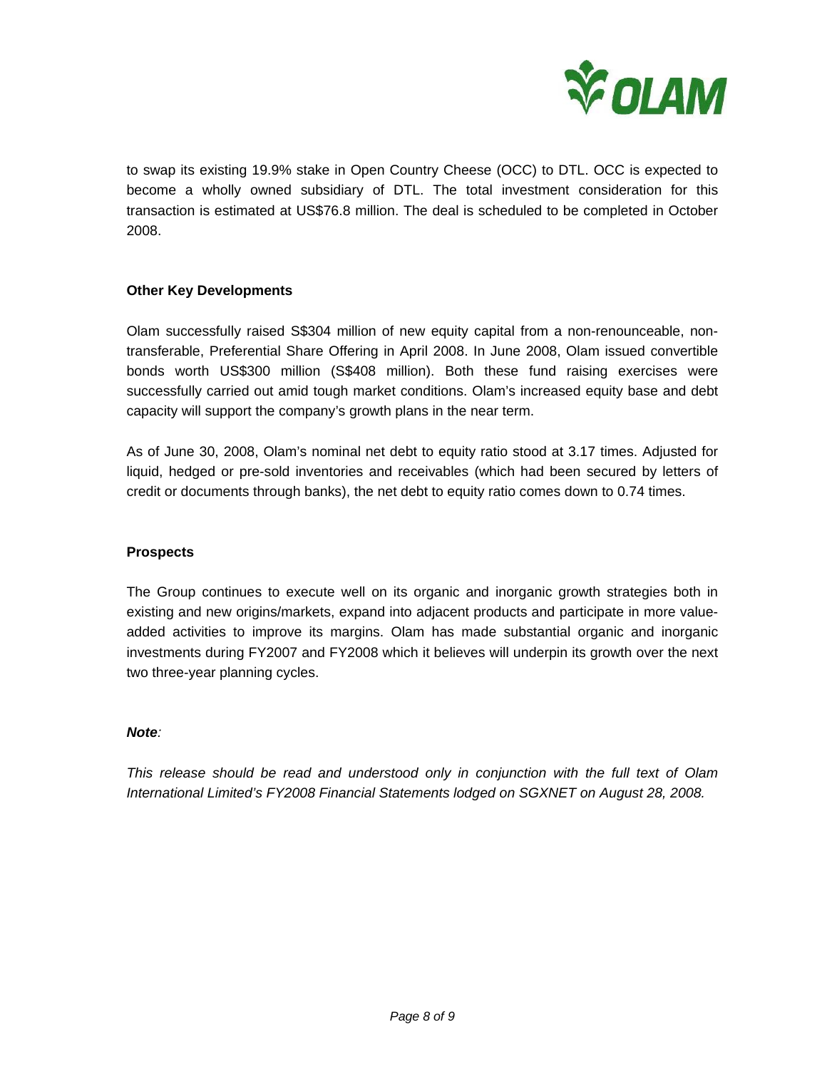to swap its existing 19.9% stake in Open Country Cheese (OCC) to DTL. OCC is expected to become a wholly owned subsidiary of DTL. The total investment consideration for this transaction is estimated at US$76.8 million. The deal is scheduled to be completed in October 2008.

**Other Key Developments**

Olam successfully raised S$304 million of new equity capital from a non-renounceable, non-transferable, Preferential Share Offering in April 2008. In June 2008, Olam issued convertible bonds worth US$300 million (S$408 million). Both these fund raising exercises were successfully carried out amid tough market conditions. Olam's increased equity base and debt capacity will support the company's growth plans in the near term.

As of June 30, 2008, Olam's nominal net debt to equity ratio stood at 3.17 times. Adjusted for liquid, hedged or pre-sold inventories and receivables (which had been secured by letters of credit or documents through banks), the net debt to equity ratio comes down to 0.74 times.

**Prospects**

The Group continues to execute well on its organic and inorganic growth strategies both in existing and new origins/markets, expand into adjacent products and participate in more value-added activities to improve its margins. Olam has made substantial organic and inorganic investments during FY2007 and FY2008 which it believes will underpin its growth over the next two three-year planning cycles.

***Note**:*

*This release should be read and understood only in conjunction with the full text of Olam International Limited's FY2008 Financial Statements lodged on SGXNET on August 28, 2008.*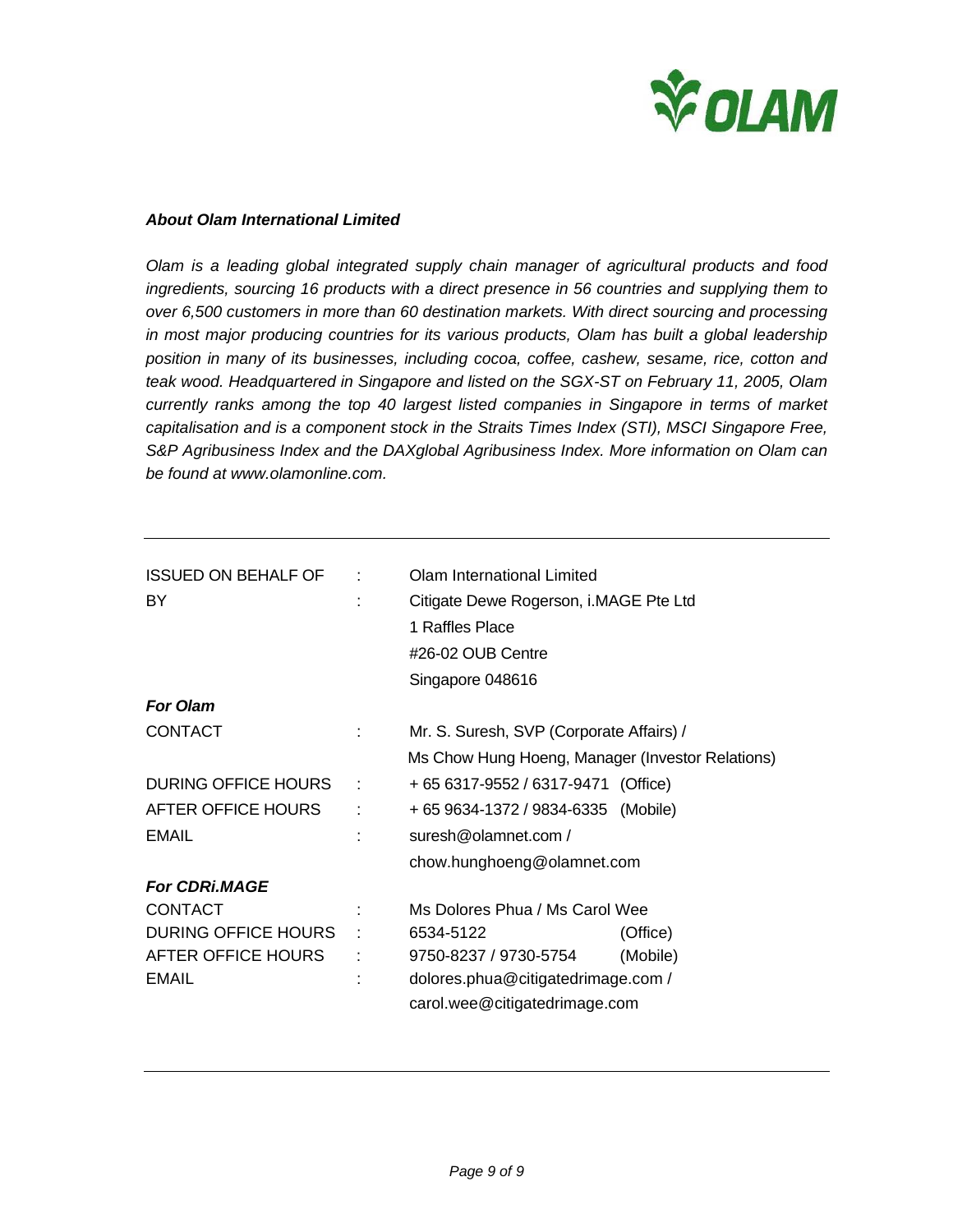***About Olam International Limited***

*Olam is a leading global integrated supply chain manager of agricultural products and food ingredients, sourcing 16 products with a direct presence in 56 countries and supplying them to over 6,500 customers in more than 60 destination markets. With direct sourcing and processing in most major producing countries for its various products, Olam has built a global leadership position in many of its businesses, including cocoa, coffee, cashew, sesame, rice, cotton and teak wood. Headquartered in Singapore and listed on the SGX-ST on February 11, 2005, Olam currently ranks among the top 40 largest listed companies in Singapore in terms of market capitalisation and is a component stock in the Straits Times Index (STI), MSCI Singapore Free, S&P Agribusiness Index and the DAXglobal Agribusiness Index. More information on Olam can be found at www.olamonline.com.*

---

| | | |
|---|---|---|
| ISSUED ON BEHALF OF | : | Olam International Limited |
| BY | : | Citigate Dewe Rogerson, i.MAGE Pte Ltd<br>1 Raffles Place<br>#26-02 OUB Centre<br>Singapore 048616 |
| ***For Olam*** | | |
| CONTACT | : | Mr. S. Suresh, SVP (Corporate Affairs) /<br>Ms Chow Hung Hoeng, Manager (Investor Relations) |
| DURING OFFICE HOURS | : | + 65 6317-9552 / 6317-9471 (Office) |
| AFTER OFFICE HOURS | : | + 65 9634-1372 / 9834-6335 (Mobile) |
| EMAIL | : | suresh@olamnet.com /<br>chow.hunghoeng@olamnet.com |
| ***For CDRi.MAGE*** | | |
| CONTACT | : | Ms Dolores Phua / Ms Carol Wee |
| DURING OFFICE HOURS | : | 6534-5122 (Office) |
| AFTER OFFICE HOURS | : | 9750-8237 / 9730-5754 (Mobile) |
| EMAIL | : | dolores.phua@citigatedrimage.com /<br>carol.wee@citigatedrimage.com |

---